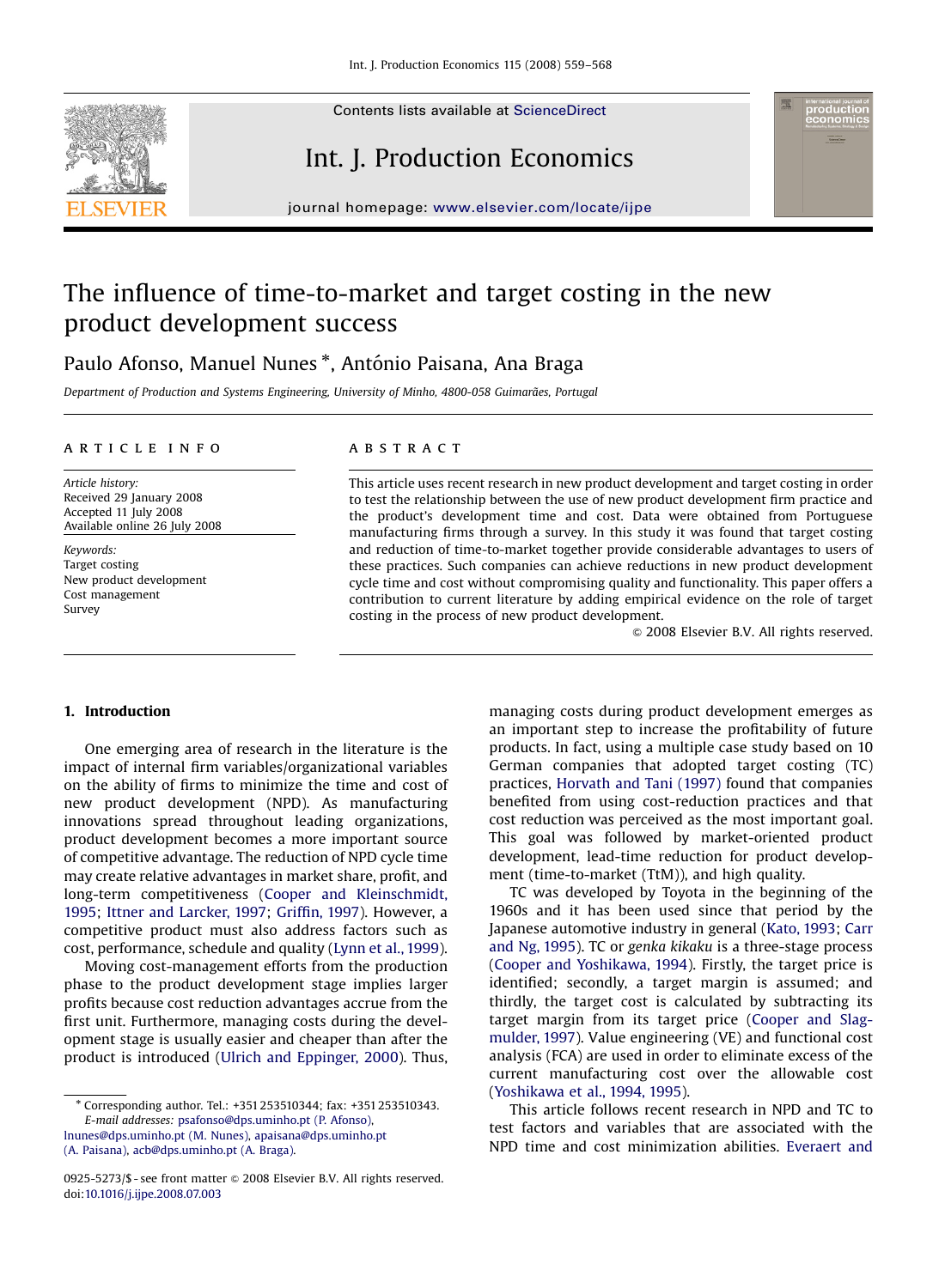# The influence of time-to-market and target costing in the new product development success

Paulo Afonso, Manuel Nunes *, António Paisana, Ana Braga

*Department of Production and Systems Engineering, University of Minho, 4800-058 Guimarães, Portugal*

## ARTICLE INFO

*Article history:*
Received 29 January 2008
Accepted 11 July 2008
Available online 26 July 2008

*Keywords:*
Target costing
New product development
Cost management
Survey

## ABSTRACT

This article uses recent research in new product development and target costing in order to test the relationship between the use of new product development firm practice and the product's development time and cost. Data were obtained from Portuguese manufacturing firms through a survey. In this study it was found that target costing and reduction of time-to-market together provide considerable advantages to users of these practices. Such companies can achieve reductions in new product development cycle time and cost without compromising quality and functionality. This paper offers a contribution to current literature by adding empirical evidence on the role of target costing in the process of new product development.

© 2008 Elsevier B.V. All rights reserved.

## 1. Introduction

One emerging area of research in the literature is the impact of internal firm variables/organizational variables on the ability of firms to minimize the time and cost of new product development (NPD). As manufacturing innovations spread throughout leading organizations, product development becomes a more important source of competitive advantage. The reduction of NPD cycle time may create relative advantages in market share, profit, and long-term competitiveness (Cooper and Kleinschmidt, 1995; Ittner and Larcker, 1997; Griffin, 1997). However, a competitive product must also address factors such as cost, performance, schedule and quality (Lynn et al., 1999).

Moving cost-management efforts from the production phase to the product development stage implies larger profits because cost reduction advantages accrue from the first unit. Furthermore, managing costs during the development stage is usually easier and cheaper than after the product is introduced (Ulrich and Eppinger, 2000). Thus, managing costs during product development emerges as an important step to increase the profitability of future products. In fact, using a multiple case study based on 10 German companies that adopted target costing (TC) practices, Horvath and Tani (1997) found that companies benefited from using cost-reduction practices and that cost reduction was perceived as the most important goal. This goal was followed by market-oriented product development, lead-time reduction for product development (time-to-market (TtM)), and high quality.

TC was developed by Toyota in the beginning of the 1960s and it has been used since that period by the Japanese automotive industry in general (Kato, 1993; Carr and Ng, 1995). TC or *genka kikaku* is a three-stage process (Cooper and Yoshikawa, 1994). Firstly, the target price is identified; secondly, a target margin is assumed; and thirdly, the target cost is calculated by subtracting its target margin from its target price (Cooper and Slagmulder, 1997). Value engineering (VE) and functional cost analysis (FCA) are used in order to eliminate excess of the current manufacturing cost over the allowable cost (Yoshikawa et al., 1994, 1995).

This article follows recent research in NPD and TC to test factors and variables that are associated with the NPD time and cost minimization abilities. Everaert and

* Corresponding author. Tel.: +351 253510344; fax: +351 253510343.
*E-mail addresses:* psafonso@dps.uminho.pt (P. Afonso), lnunes@dps.uminho.pt (M. Nunes), apaisana@dps.uminho.pt (A. Paisana), acb@dps.uminho.pt (A. Braga).

0925-5273/$ - see front matter © 2008 Elsevier B.V. All rights reserved.
doi:10.1016/j.ijpe.2008.07.003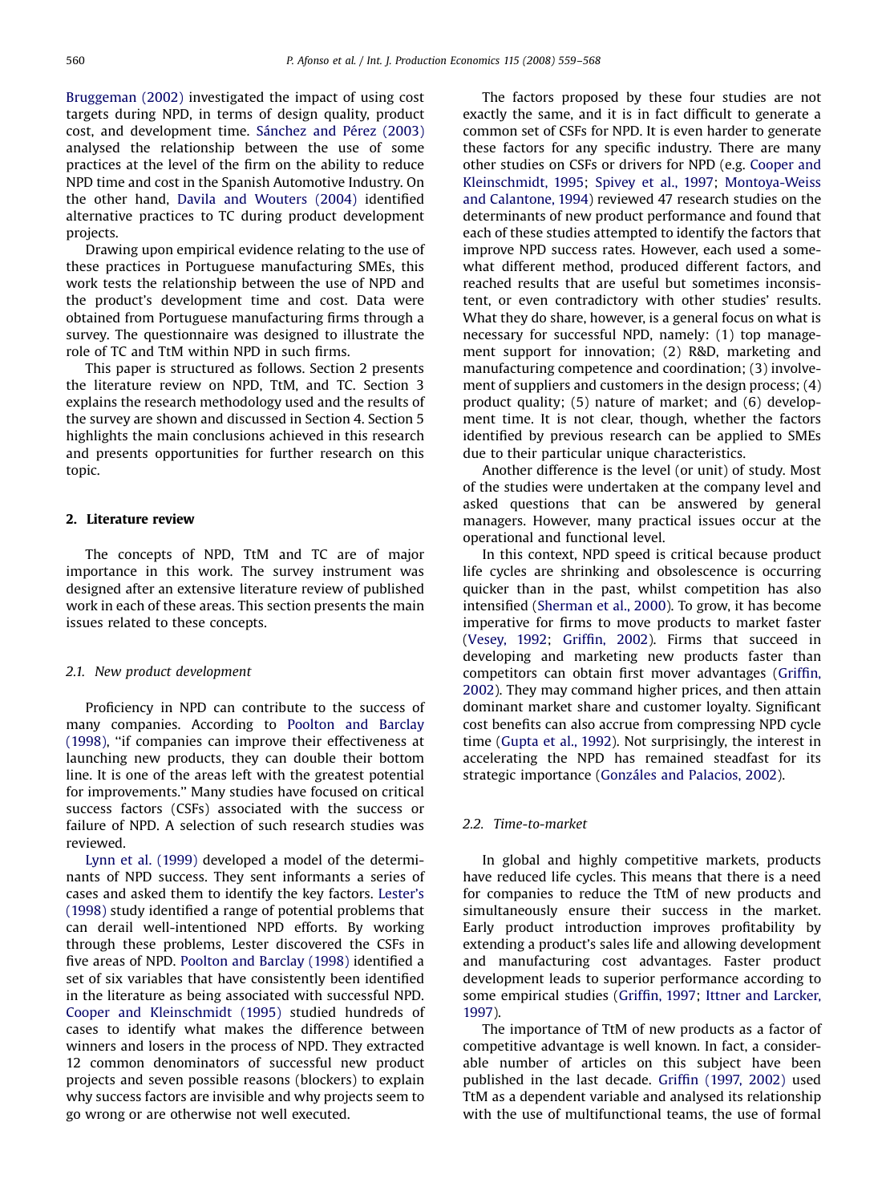Bruggeman (2002) investigated the impact of using cost targets during NPD, in terms of design quality, product cost, and development time. Sánchez and Pérez (2003) analysed the relationship between the use of some practices at the level of the firm on the ability to reduce NPD time and cost in the Spanish Automotive Industry. On the other hand, Davila and Wouters (2004) identified alternative practices to TC during product development projects.

Drawing upon empirical evidence relating to the use of these practices in Portuguese manufacturing SMEs, this work tests the relationship between the use of NPD and the product's development time and cost. Data were obtained from Portuguese manufacturing firms through a survey. The questionnaire was designed to illustrate the role of TC and TtM within NPD in such firms.

This paper is structured as follows. Section 2 presents the literature review on NPD, TtM, and TC. Section 3 explains the research methodology used and the results of the survey are shown and discussed in Section 4. Section 5 highlights the main conclusions achieved in this research and presents opportunities for further research on this topic.

## 2. Literature review

The concepts of NPD, TtM and TC are of major importance in this work. The survey instrument was designed after an extensive literature review of published work in each of these areas. This section presents the main issues related to these concepts.

### 2.1. New product development

Proficiency in NPD can contribute to the success of many companies. According to Poolton and Barclay (1998), "if companies can improve their effectiveness at launching new products, they can double their bottom line. It is one of the areas left with the greatest potential for improvements." Many studies have focused on critical success factors (CSFs) associated with the success or failure of NPD. A selection of such research studies was reviewed.

Lynn et al. (1999) developed a model of the determinants of NPD success. They sent informants a series of cases and asked them to identify the key factors. Lester's (1998) study identified a range of potential problems that can derail well-intentioned NPD efforts. By working through these problems, Lester discovered the CSFs in five areas of NPD. Poolton and Barclay (1998) identified a set of six variables that have consistently been identified in the literature as being associated with successful NPD. Cooper and Kleinschmidt (1995) studied hundreds of cases to identify what makes the difference between winners and losers in the process of NPD. They extracted 12 common denominators of successful new product projects and seven possible reasons (blockers) to explain why success factors are invisible and why projects seem to go wrong or are otherwise not well executed.

The factors proposed by these four studies are not exactly the same, and it is in fact difficult to generate a common set of CSFs for NPD. It is even harder to generate these factors for any specific industry. There are many other studies on CSFs or drivers for NPD (e.g. Cooper and Kleinschmidt, 1995; Spivey et al., 1997; Montoya-Weiss and Calantone, 1994) reviewed 47 research studies on the determinants of new product performance and found that each of these studies attempted to identify the factors that improve NPD success rates. However, each used a somewhat different method, produced different factors, and reached results that are useful but sometimes inconsistent, or even contradictory with other studies' results. What they do share, however, is a general focus on what is necessary for successful NPD, namely: (1) top management support for innovation; (2) R&D, marketing and manufacturing competence and coordination; (3) involvement of suppliers and customers in the design process; (4) product quality; (5) nature of market; and (6) development time. It is not clear, though, whether the factors identified by previous research can be applied to SMEs due to their particular unique characteristics.

Another difference is the level (or unit) of study. Most of the studies were undertaken at the company level and asked questions that can be answered by general managers. However, many practical issues occur at the operational and functional level.

In this context, NPD speed is critical because product life cycles are shrinking and obsolescence is occurring quicker than in the past, whilst competition has also intensified (Sherman et al., 2000). To grow, it has become imperative for firms to move products to market faster (Vesey, 1992; Griffin, 2002). Firms that succeed in developing and marketing new products faster than competitors can obtain first mover advantages (Griffin, 2002). They may command higher prices, and then attain dominant market share and customer loyalty. Significant cost benefits can also accrue from compressing NPD cycle time (Gupta et al., 1992). Not surprisingly, the interest in accelerating the NPD has remained steadfast for its strategic importance (Gonzáles and Palacios, 2002).

### 2.2. Time-to-market

In global and highly competitive markets, products have reduced life cycles. This means that there is a need for companies to reduce the TtM of new products and simultaneously ensure their success in the market. Early product introduction improves profitability by extending a product's sales life and allowing development and manufacturing cost advantages. Faster product development leads to superior performance according to some empirical studies (Griffin, 1997; Ittner and Larcker, 1997).

The importance of TtM of new products as a factor of competitive advantage is well known. In fact, a considerable number of articles on this subject have been published in the last decade. Griffin (1997, 2002) used TtM as a dependent variable and analysed its relationship with the use of multifunctional teams, the use of formal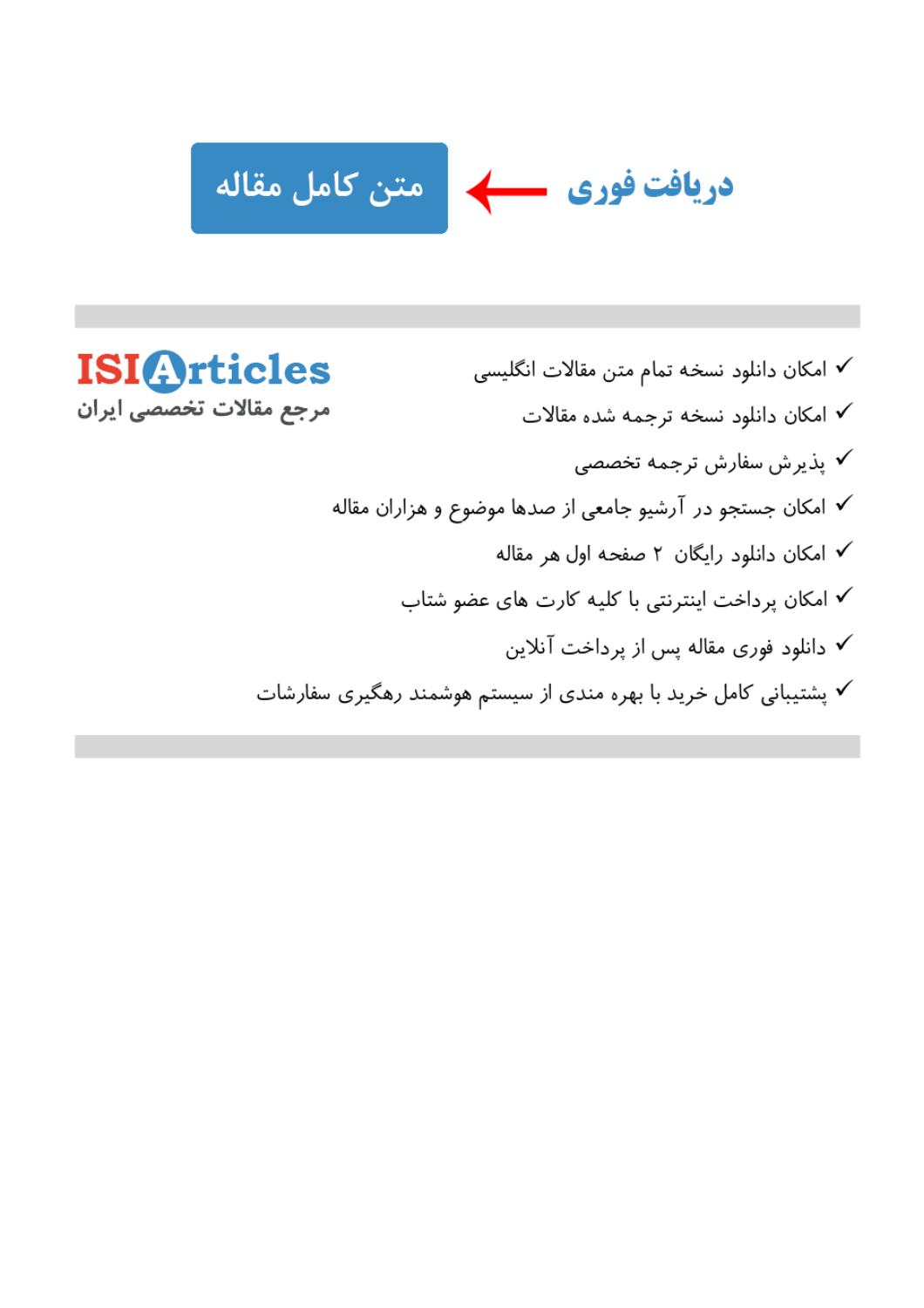دریافت فوری ← متن کامل مقاله

**ISIArticles**
مرجع مقالات تخصصی ایران

- ✓ امکان دانلود نسخه تمام متن مقالات انگلیسی
- ✓ امکان دانلود نسخه ترجمه شده مقالات
- ✓ پذیرش سفارش ترجمه تخصصی
- ✓ امکان جستجو در آرشیو جامعی از صدها موضوع و هزاران مقاله
- ✓ امکان دانلود رایگان ۲ صفحه اول هر مقاله
- ✓ امکان پرداخت اینترنتی با کلیه کارت های عضو شتاب
- ✓ دانلود فوری مقاله پس از پرداخت آنلاین
- ✓ پشتیبانی کامل خرید با بهره مندی از سیستم هوشمند رهگیری سفارشات